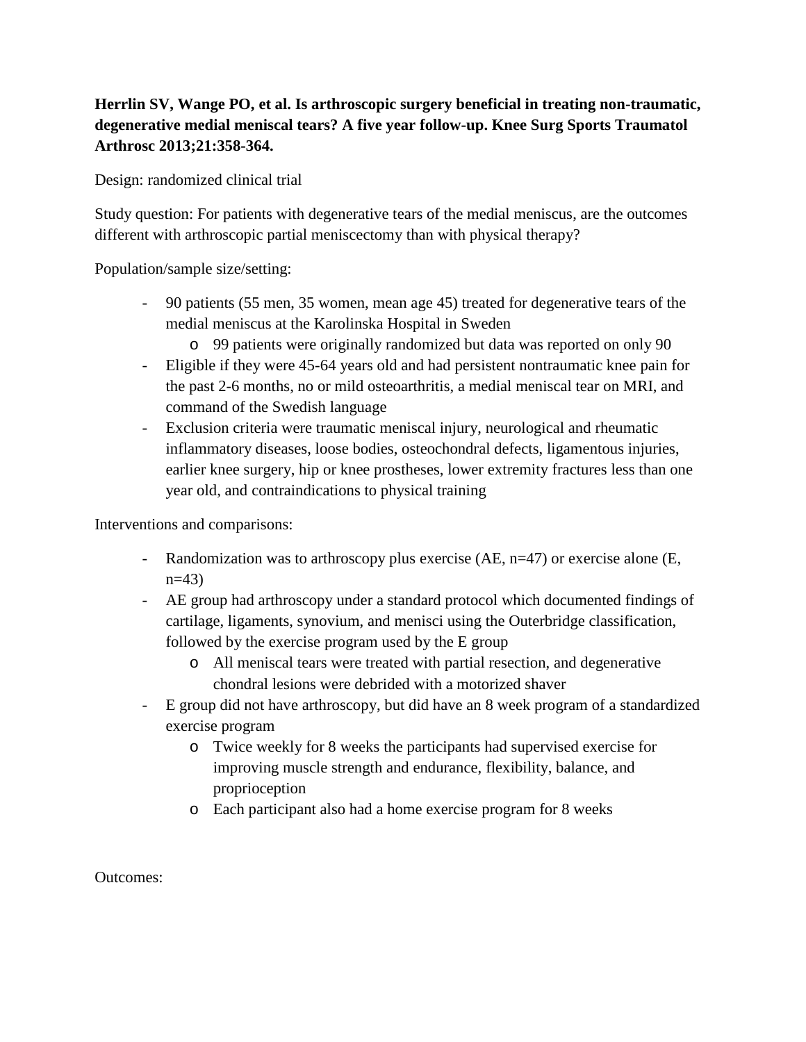**Herrlin SV, Wange PO, et al. Is arthroscopic surgery beneficial in treating non-traumatic, degenerative medial meniscal tears? A five year follow-up. Knee Surg Sports Traumatol Arthrosc 2013;21:358-364.**

Design: randomized clinical trial

Study question: For patients with degenerative tears of the medial meniscus, are the outcomes different with arthroscopic partial meniscectomy than with physical therapy?

Population/sample size/setting:

- 90 patients (55 men, 35 women, mean age 45) treated for degenerative tears of the medial meniscus at the Karolinska Hospital in Sweden
    - 99 patients were originally randomized but data was reported on only 90
- Eligible if they were 45-64 years old and had persistent nontraumatic knee pain for the past 2-6 months, no or mild osteoarthritis, a medial meniscal tear on MRI, and command of the Swedish language
- Exclusion criteria were traumatic meniscal injury, neurological and rheumatic inflammatory diseases, loose bodies, osteochondral defects, ligamentous injuries, earlier knee surgery, hip or knee prostheses, lower extremity fractures less than one year old, and contraindications to physical training

Interventions and comparisons:

- Randomization was to arthroscopy plus exercise (AE, n=47) or exercise alone (E, n=43)
- AE group had arthroscopy under a standard protocol which documented findings of cartilage, ligaments, synovium, and menisci using the Outerbridge classification, followed by the exercise program used by the E group
    - All meniscal tears were treated with partial resection, and degenerative chondral lesions were debrided with a motorized shaver
- E group did not have arthroscopy, but did have an 8 week program of a standardized exercise program
    - Twice weekly for 8 weeks the participants had supervised exercise for improving muscle strength and endurance, flexibility, balance, and proprioception
    - Each participant also had a home exercise program for 8 weeks

Outcomes: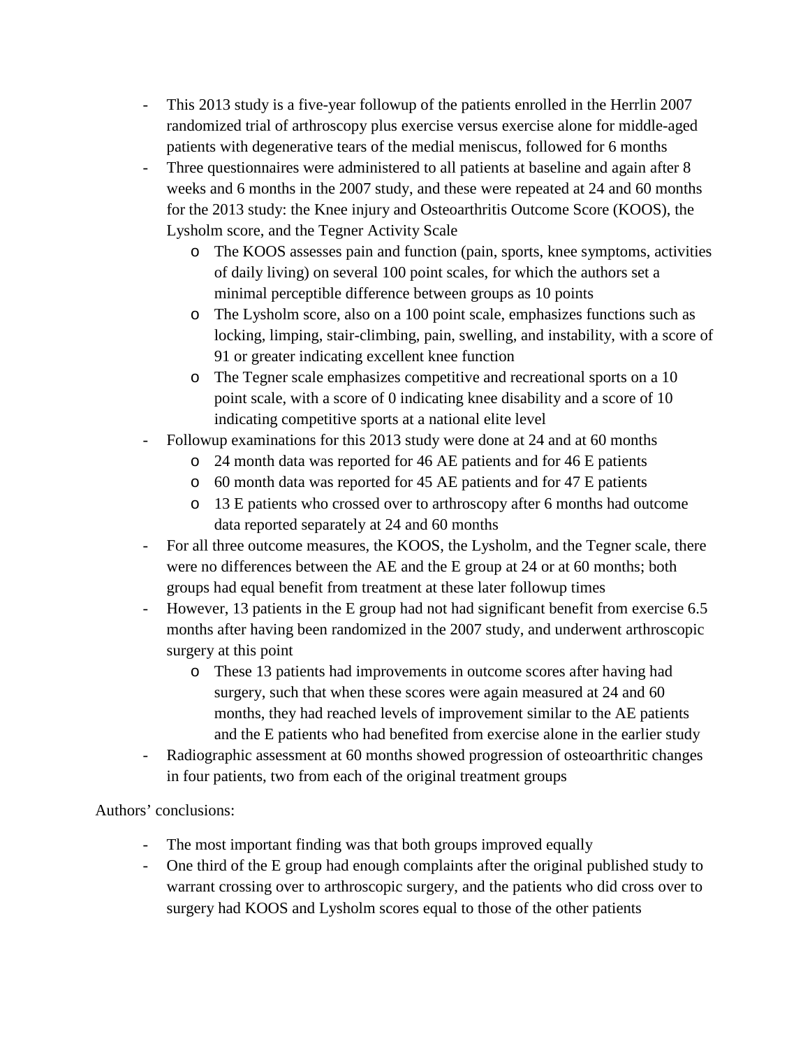- This 2013 study is a five-year followup of the patients enrolled in the Herrlin 2007 randomized trial of arthroscopy plus exercise versus exercise alone for middle-aged patients with degenerative tears of the medial meniscus, followed for 6 months
- Three questionnaires were administered to all patients at baseline and again after 8 weeks and 6 months in the 2007 study, and these were repeated at 24 and 60 months for the 2013 study: the Knee injury and Osteoarthritis Outcome Score (KOOS), the Lysholm score, and the Tegner Activity Scale
    - The KOOS assesses pain and function (pain, sports, knee symptoms, activities of daily living) on several 100 point scales, for which the authors set a minimal perceptible difference between groups as 10 points
    - The Lysholm score, also on a 100 point scale, emphasizes functions such as locking, limping, stair-climbing, pain, swelling, and instability, with a score of 91 or greater indicating excellent knee function
    - The Tegner scale emphasizes competitive and recreational sports on a 10 point scale, with a score of 0 indicating knee disability and a score of 10 indicating competitive sports at a national elite level
- Followup examinations for this 2013 study were done at 24 and at 60 months
    - 24 month data was reported for 46 AE patients and for 46 E patients
    - 60 month data was reported for 45 AE patients and for 47 E patients
    - 13 E patients who crossed over to arthroscopy after 6 months had outcome data reported separately at 24 and 60 months
- For all three outcome measures, the KOOS, the Lysholm, and the Tegner scale, there were no differences between the AE and the E group at 24 or at 60 months; both groups had equal benefit from treatment at these later followup times
- However, 13 patients in the E group had not had significant benefit from exercise 6.5 months after having been randomized in the 2007 study, and underwent arthroscopic surgery at this point
    - These 13 patients had improvements in outcome scores after having had surgery, such that when these scores were again measured at 24 and 60 months, they had reached levels of improvement similar to the AE patients and the E patients who had benefited from exercise alone in the earlier study
- Radiographic assessment at 60 months showed progression of osteoarthritic changes in four patients, two from each of the original treatment groups

Authors' conclusions:

- The most important finding was that both groups improved equally
- One third of the E group had enough complaints after the original published study to warrant crossing over to arthroscopic surgery, and the patients who did cross over to surgery had KOOS and Lysholm scores equal to those of the other patients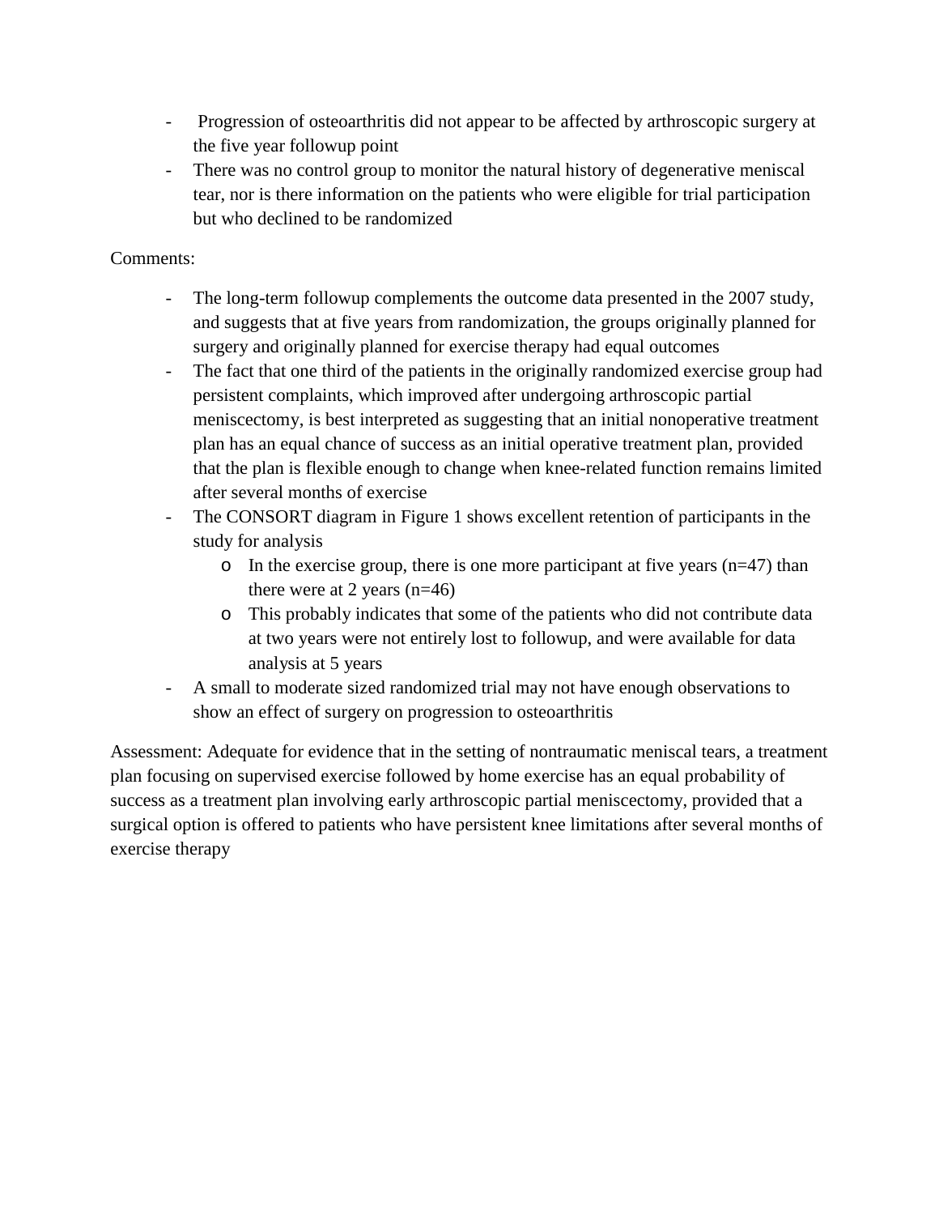- Progression of osteoarthritis did not appear to be affected by arthroscopic surgery at the five year followup point
- There was no control group to monitor the natural history of degenerative meniscal tear, nor is there information on the patients who were eligible for trial participation but who declined to be randomized

Comments:

- The long-term followup complements the outcome data presented in the 2007 study, and suggests that at five years from randomization, the groups originally planned for surgery and originally planned for exercise therapy had equal outcomes
- The fact that one third of the patients in the originally randomized exercise group had persistent complaints, which improved after undergoing arthroscopic partial meniscectomy, is best interpreted as suggesting that an initial nonoperative treatment plan has an equal chance of success as an initial operative treatment plan, provided that the plan is flexible enough to change when knee-related function remains limited after several months of exercise
- The CONSORT diagram in Figure 1 shows excellent retention of participants in the study for analysis
  - In the exercise group, there is one more participant at five years (n=47) than there were at 2 years (n=46)
  - This probably indicates that some of the patients who did not contribute data at two years were not entirely lost to followup, and were available for data analysis at 5 years
- A small to moderate sized randomized trial may not have enough observations to show an effect of surgery on progression to osteoarthritis

Assessment: Adequate for evidence that in the setting of nontraumatic meniscal tears, a treatment plan focusing on supervised exercise followed by home exercise has an equal probability of success as a treatment plan involving early arthroscopic partial meniscectomy, provided that a surgical option is offered to patients who have persistent knee limitations after several months of exercise therapy